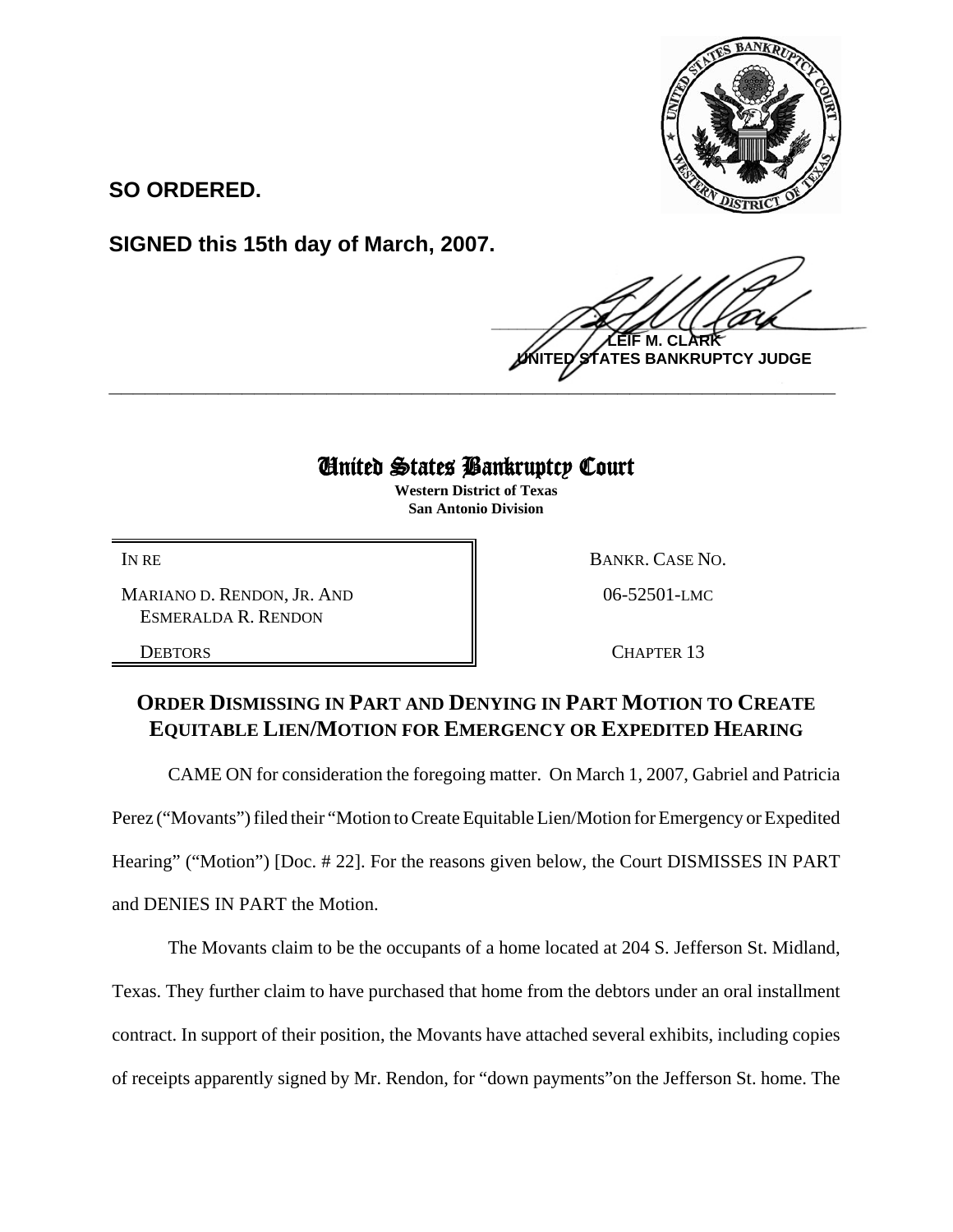**SO ORDERED.**

**SIGNED this 15th day of March, 2007.**

**LEIF M. CLARK**
**UNITED STATES BANKRUPTCY JUDGE**

# United States Bankruptcy Court

**Western District of Texas**
**San Antonio Division**

| | |
|---|---|
| IN RE | BANKR. CASE NO. |
| MARIANO D. RENDON, JR. AND ESMERALDA R. RENDON | 06-52501-LMC |
| DEBTORS | CHAPTER 13 |

## ORDER DISMISSING IN PART AND DENYING IN PART MOTION TO CREATE EQUITABLE LIEN/MOTION FOR EMERGENCY OR EXPEDITED HEARING

CAME ON for consideration the foregoing matter. On March 1, 2007, Gabriel and Patricia Perez ("Movants") filed their "Motion to Create Equitable Lien/Motion for Emergency or Expedited Hearing" ("Motion") [Doc. # 22]. For the reasons given below, the Court DISMISSES IN PART and DENIES IN PART the Motion.

The Movants claim to be the occupants of a home located at 204 S. Jefferson St. Midland, Texas. They further claim to have purchased that home from the debtors under an oral installment contract. In support of their position, the Movants have attached several exhibits, including copies of receipts apparently signed by Mr. Rendon, for "down payments"on the Jefferson St. home. The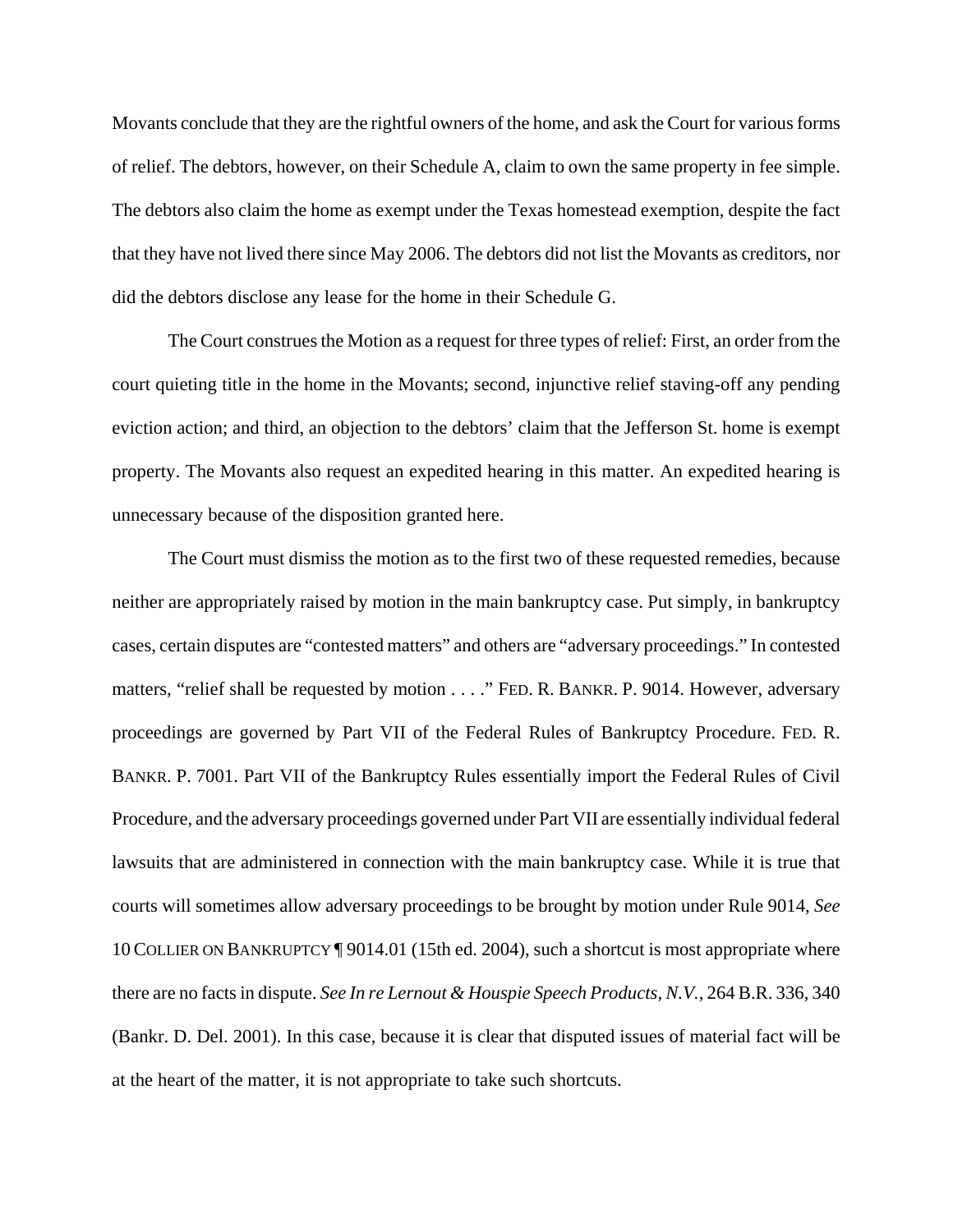Movants conclude that they are the rightful owners of the home, and ask the Court for various forms of relief. The debtors, however, on their Schedule A, claim to own the same property in fee simple. The debtors also claim the home as exempt under the Texas homestead exemption, despite the fact that they have not lived there since May 2006. The debtors did not list the Movants as creditors, nor did the debtors disclose any lease for the home in their Schedule G.

The Court construes the Motion as a request for three types of relief: First, an order from the court quieting title in the home in the Movants; second, injunctive relief staving-off any pending eviction action; and third, an objection to the debtors' claim that the Jefferson St. home is exempt property. The Movants also request an expedited hearing in this matter. An expedited hearing is unnecessary because of the disposition granted here.

The Court must dismiss the motion as to the first two of these requested remedies, because neither are appropriately raised by motion in the main bankruptcy case. Put simply, in bankruptcy cases, certain disputes are "contested matters" and others are "adversary proceedings." In contested matters, "relief shall be requested by motion . . . ." FED. R. BANKR. P. 9014. However, adversary proceedings are governed by Part VII of the Federal Rules of Bankruptcy Procedure. FED. R. BANKR. P. 7001. Part VII of the Bankruptcy Rules essentially import the Federal Rules of Civil Procedure, and the adversary proceedings governed under Part VII are essentially individual federal lawsuits that are administered in connection with the main bankruptcy case. While it is true that courts will sometimes allow adversary proceedings to be brought by motion under Rule 9014, *See* 10 COLLIER ON BANKRUPTCY ¶ 9014.01 (15th ed. 2004), such a shortcut is most appropriate where there are no facts in dispute. *See In re Lernout & Houspie Speech Products, N.V.*, 264 B.R. 336, 340 (Bankr. D. Del. 2001). In this case, because it is clear that disputed issues of material fact will be at the heart of the matter, it is not appropriate to take such shortcuts.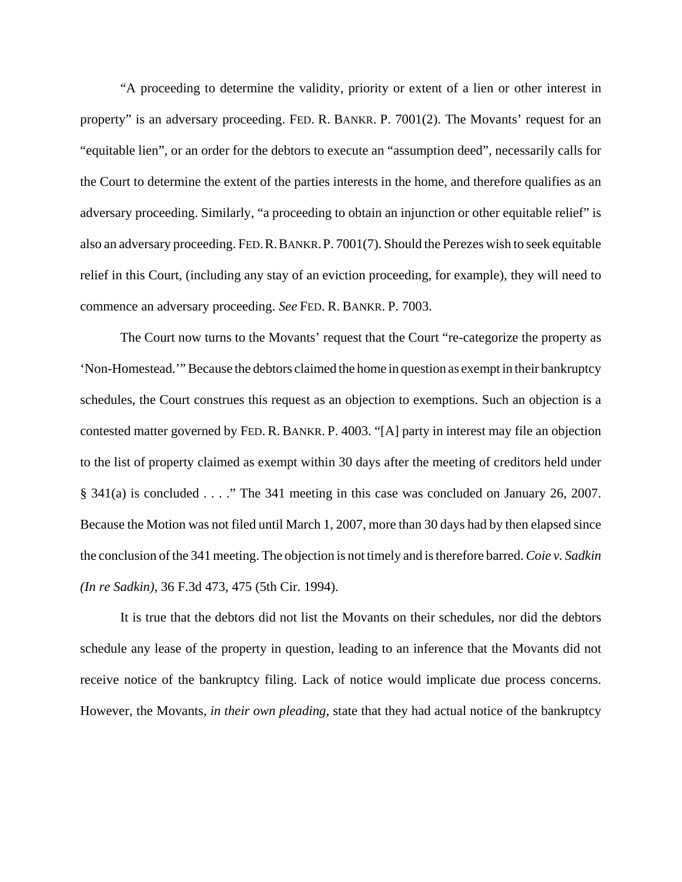"A proceeding to determine the validity, priority or extent of a lien or other interest in property" is an adversary proceeding. FED. R. BANKR. P. 7001(2). The Movants' request for an "equitable lien", or an order for the debtors to execute an "assumption deed", necessarily calls for the Court to determine the extent of the parties interests in the home, and therefore qualifies as an adversary proceeding. Similarly, "a proceeding to obtain an injunction or other equitable relief" is also an adversary proceeding. FED. R. BANKR. P. 7001(7). Should the Perezes wish to seek equitable relief in this Court, (including any stay of an eviction proceeding, for example), they will need to commence an adversary proceeding. *See* FED. R. BANKR. P. 7003.

The Court now turns to the Movants' request that the Court "re-categorize the property as 'Non-Homestead.'" Because the debtors claimed the home in question as exempt in their bankruptcy schedules, the Court construes this request as an objection to exemptions. Such an objection is a contested matter governed by FED. R. BANKR. P. 4003. "[A] party in interest may file an objection to the list of property claimed as exempt within 30 days after the meeting of creditors held under § 341(a) is concluded . . . ." The 341 meeting in this case was concluded on January 26, 2007. Because the Motion was not filed until March 1, 2007, more than 30 days had by then elapsed since the conclusion of the 341 meeting. The objection is not timely and is therefore barred. *Coie v. Sadkin (In re Sadkin)*, 36 F.3d 473, 475 (5th Cir. 1994).

It is true that the debtors did not list the Movants on their schedules, nor did the debtors schedule any lease of the property in question, leading to an inference that the Movants did not receive notice of the bankruptcy filing. Lack of notice would implicate due process concerns. However, the Movants, *in their own pleading*, state that they had actual notice of the bankruptcy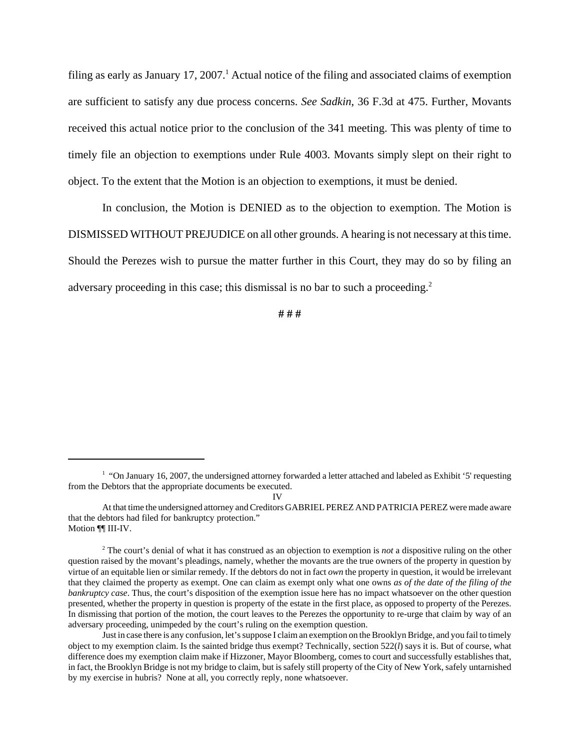filing as early as January 17, 2007.[1] Actual notice of the filing and associated claims of exemption are sufficient to satisfy any due process concerns. *See Sadkin*, 36 F.3d at 475. Further, Movants received this actual notice prior to the conclusion of the 341 meeting. This was plenty of time to timely file an objection to exemptions under Rule 4003. Movants simply slept on their right to object. To the extent that the Motion is an objection to exemptions, it must be denied.

In conclusion, the Motion is DENIED as to the objection to exemption. The Motion is DISMISSED WITHOUT PREJUDICE on all other grounds. A hearing is not necessary at this time. Should the Perezes wish to pursue the matter further in this Court, they may do so by filing an adversary proceeding in this case; this dismissal is no bar to such a proceeding.[2]

# # #

---

[1] "On January 16, 2007, the undersigned attorney forwarded a letter attached and labeled as Exhibit '5' requesting from the Debtors that the appropriate documents be executed.

IV

At that time the undersigned attorney and Creditors GABRIEL PEREZ AND PATRICIA PEREZ were made aware that the debtors had filed for bankruptcy protection."
Motion ¶¶ III-IV.

[2] The court's denial of what it has construed as an objection to exemption is *not* a dispositive ruling on the other question raised by the movant's pleadings, namely, whether the movants are the true owners of the property in question by virtue of an equitable lien or similar remedy. If the debtors do not in fact *own* the property in question, it would be irrelevant that they claimed the property as exempt. One can claim as exempt only what one owns *as of the date of the filing of the bankruptcy case*. Thus, the court's disposition of the exemption issue here has no impact whatsoever on the other question presented, whether the property in question is property of the estate in the first place, as opposed to property of the Perezes. In dismissing that portion of the motion, the court leaves to the Perezes the opportunity to re-urge that claim by way of an adversary proceeding, unimpeded by the court's ruling on the exemption question.

Just in case there is any confusion, let's suppose I claim an exemption on the Brooklyn Bridge, and you fail to timely object to my exemption claim. Is the sainted bridge thus exempt? Technically, section 522(*l*) says it is. But of course, what difference does my exemption claim make if Hizzoner, Mayor Bloomberg, comes to court and successfully establishes that, in fact, the Brooklyn Bridge is not my bridge to claim, but is safely still property of the City of New York, safely untarnished by my exercise in hubris? None at all, you correctly reply, none whatsoever.